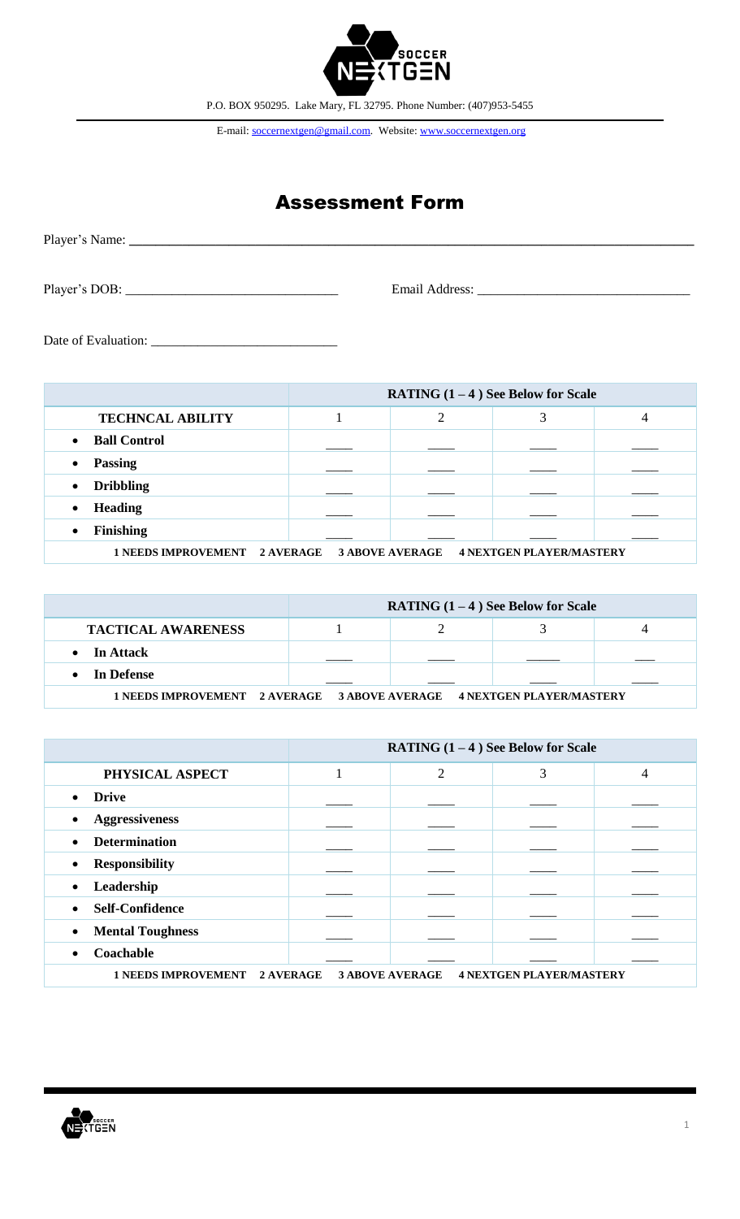P.O. BOX 950295. Lake Mary, FL 32795. Phone Number: (407)953-5455

E-mail: soccernextgen@gmail.com. Website: www.soccernextgen.org

# Assessment Form

Player's Name: ______________________________________________

Player's DOB: ______________________________ Email Address: ______________________________

Date of Evaluation: ___________________________

| | RATING (1 – 4 ) See Below for Scale | | | |
|---|---|---|---|---|
| **TECHNCAL ABILITY** | 1 | 2 | 3 | 4 |
| • **Ball Control** | ____ | ____ | ____ | ____ |
| • **Passing** | ____ | ____ | ____ | ____ |
| • **Dribbling** | ____ | ____ | ____ | ____ |
| • **Heading** | ____ | ____ | ____ | ____ |
| • **Finishing** | ____ | ____ | ____ | ____ |
| **1 NEEDS IMPROVEMENT 2 AVERAGE 3 ABOVE AVERAGE 4 NEXTGEN PLAYER/MASTERY** | | | | |

| | RATING (1 – 4 ) See Below for Scale | | | |
|---|---|---|---|---|
| **TACTICAL AWARENESS** | 1 | 2 | 3 | 4 |
| • **In Attack** | ____ | ____ | _____ | ___ |
| • **In Defense** | ____ | ____ | ____ | ____ |
| **1 NEEDS IMPROVEMENT 2 AVERAGE 3 ABOVE AVERAGE 4 NEXTGEN PLAYER/MASTERY** | | | | |

| | RATING (1 – 4 ) See Below for Scale | | | |
|---|---|---|---|---|
| **PHYSICAL ASPECT** | 1 | 2 | 3 | 4 |
| • **Drive** | ____ | ____ | ____ | ____ |
| • **Aggressiveness** | ____ | ____ | ____ | ____ |
| • **Determination** | ____ | ____ | ____ | ____ |
| • **Responsibility** | ____ | ____ | ____ | ____ |
| • **Leadership** | ____ | ____ | ____ | ____ |
| • **Self-Confidence** | ____ | ____ | ____ | ____ |
| • **Mental Toughness** | ____ | ____ | ____ | ____ |
| • **Coachable** | ____ | ____ | ____ | ____ |
| **1 NEEDS IMPROVEMENT 2 AVERAGE 3 ABOVE AVERAGE 4 NEXTGEN PLAYER/MASTERY** | | | | |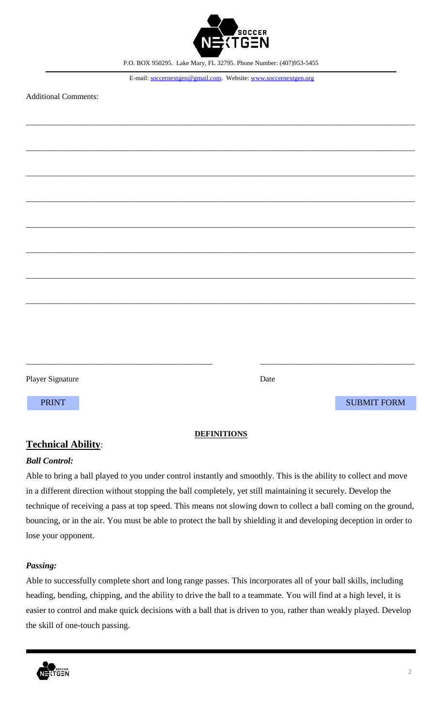P.O. BOX 950295. Lake Mary, FL 32795. Phone Number: (407)953-5455

E-mail: soccernextgen@gmail.com. Website: www.soccernextgen.org

Additional Comments:

\_\_\_\_\_\_\_\_\_\_\_\_\_\_\_\_\_\_\_\_\_\_\_\_\_\_\_\_\_\_\_\_\_\_\_\_\_\_\_\_\_\_\_\_\_\_\_\_\_\_\_\_\_\_\_\_\_\_\_\_\_\_\_\_\_\_\_\_\_\_\_\_\_\_\_\_\_\_

\_\_\_\_\_\_\_\_\_\_\_\_\_\_\_\_\_\_\_\_\_\_\_\_\_\_\_\_\_\_\_\_\_\_\_\_\_\_\_\_\_\_\_\_\_\_\_\_\_\_\_\_\_\_\_\_\_\_\_\_\_\_\_\_\_\_\_\_\_\_\_\_\_\_\_\_\_\_

\_\_\_\_\_\_\_\_\_\_\_\_\_\_\_\_\_\_\_\_\_\_\_\_\_\_\_\_\_\_\_\_\_\_\_\_\_\_\_\_\_\_\_\_\_\_\_\_\_\_\_\_\_\_\_\_\_\_\_\_\_\_\_\_\_\_\_\_\_\_\_\_\_\_\_\_\_\_

\_\_\_\_\_\_\_\_\_\_\_\_\_\_\_\_\_\_\_\_\_\_\_\_\_\_\_\_\_\_\_\_\_\_\_\_\_\_\_\_\_\_\_\_\_\_\_\_\_\_\_\_\_\_\_\_\_\_\_\_\_\_\_\_\_\_\_\_\_\_\_\_\_\_\_\_\_\_

\_\_\_\_\_\_\_\_\_\_\_\_\_\_\_\_\_\_\_\_\_\_\_\_\_\_\_\_\_\_\_\_\_\_\_\_\_\_\_\_\_\_\_\_\_\_\_\_\_\_\_\_\_\_\_\_\_\_\_\_\_\_\_\_\_\_\_\_\_\_\_\_\_\_\_\_\_\_

\_\_\_\_\_\_\_\_\_\_\_\_\_\_\_\_\_\_\_\_\_\_\_\_\_\_\_\_\_\_\_\_\_\_\_\_\_\_\_\_\_\_\_\_\_\_\_\_\_\_\_\_\_\_\_\_\_\_\_\_\_\_\_\_\_\_\_\_\_\_\_\_\_\_\_\_\_\_

\_\_\_\_\_\_\_\_\_\_\_\_\_\_\_\_\_\_\_\_\_\_\_\_\_\_\_\_\_\_\_\_\_\_\_\_\_\_\_\_\_\_\_\_\_\_\_\_\_\_\_\_\_\_\_\_\_\_\_\_\_\_\_\_\_\_\_\_\_\_\_\_\_\_\_\_\_\_

\_\_\_\_\_\_\_\_\_\_\_\_\_\_\_\_\_\_\_\_\_\_\_\_\_\_\_\_\_\_\_\_\_\_\_\_\_\_\_\_\_\_\_\_\_\_\_\_\_\_\_\_\_\_\_\_\_\_\_\_\_\_\_\_\_\_\_\_\_\_\_\_\_\_\_\_\_\_

\_\_\_\_\_\_\_\_\_\_\_\_\_\_\_\_\_\_\_\_\_\_\_\_\_\_\_\_\_\_\_\_\_\_\_\_\_\_\_\_ \_\_\_\_\_\_\_\_\_\_\_\_\_\_\_\_\_\_\_\_\_\_\_\_\_\_\_\_\_\_\_\_\_\_\_\_

Player Signature Date

PRINT SUBMIT FORM

**DEFINITIONS**

## Technical Ability:

### *Ball Control:*

Able to bring a ball played to you under control instantly and smoothly. This is the ability to collect and move in a different direction without stopping the ball completely, yet still maintaining it securely. Develop the technique of receiving a pass at top speed. This means not slowing down to collect a ball coming on the ground, bouncing, or in the air. You must be able to protect the ball by shielding it and developing deception in order to lose your opponent.

### *Passing:*

Able to successfully complete short and long range passes. This incorporates all of your ball skills, including heading, bending, chipping, and the ability to drive the ball to a teammate. You will find at a high level, it is easier to control and make quick decisions with a ball that is driven to you, rather than weakly played. Develop the skill of one-touch passing.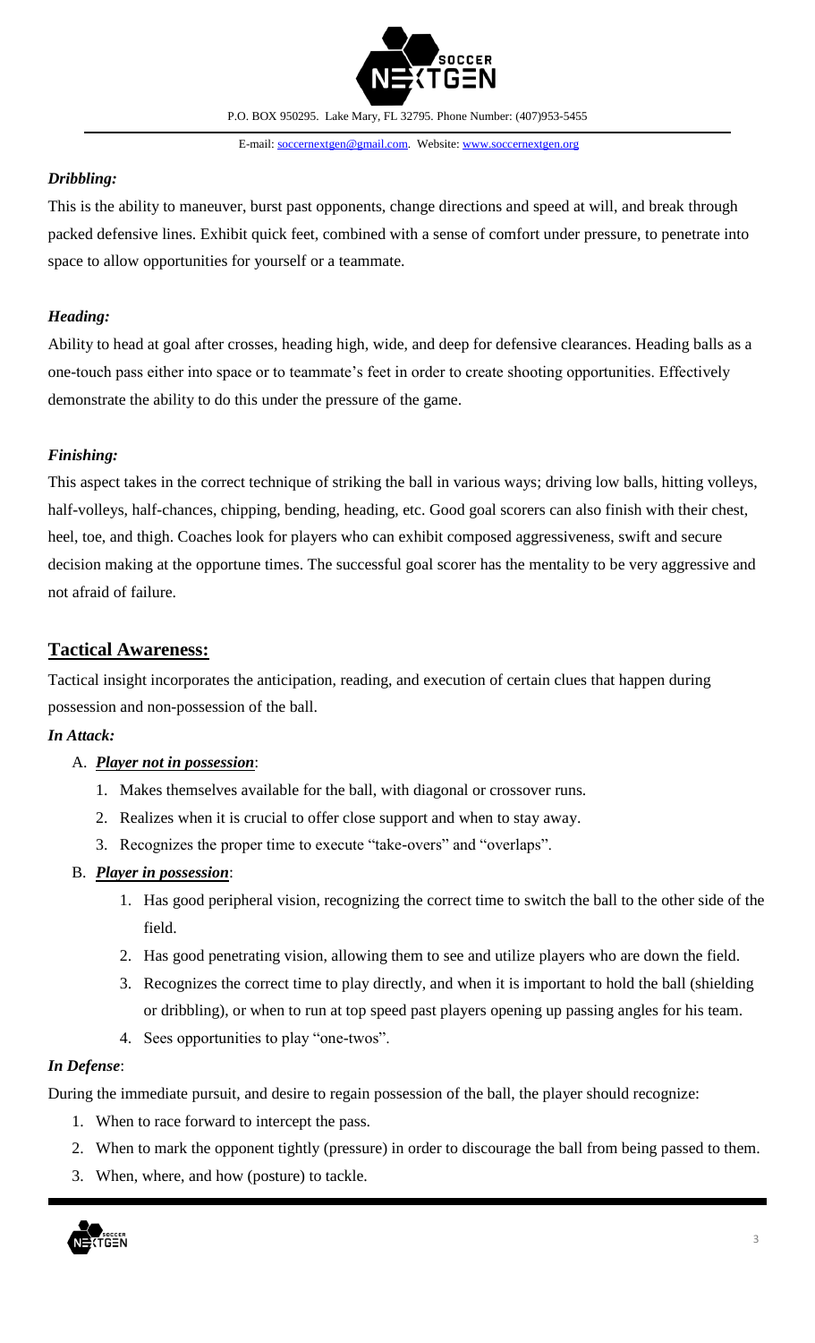### *Dribbling:*

This is the ability to maneuver, burst past opponents, change directions and speed at will, and break through packed defensive lines. Exhibit quick feet, combined with a sense of comfort under pressure, to penetrate into space to allow opportunities for yourself or a teammate.

### *Heading:*

Ability to head at goal after crosses, heading high, wide, and deep for defensive clearances. Heading balls as a one-touch pass either into space or to teammate's feet in order to create shooting opportunities. Effectively demonstrate the ability to do this under the pressure of the game.

### *Finishing:*

This aspect takes in the correct technique of striking the ball in various ways; driving low balls, hitting volleys, half-volleys, half-chances, chipping, bending, heading, etc. Good goal scorers can also finish with their chest, heel, toe, and thigh. Coaches look for players who can exhibit composed aggressiveness, swift and secure decision making at the opportune times. The successful goal scorer has the mentality to be very aggressive and not afraid of failure.

## **Tactical Awareness:**

Tactical insight incorporates the anticipation, reading, and execution of certain clues that happen during possession and non-possession of the ball.

### *In Attack:*

A. ***Player not in possession***:
   1. Makes themselves available for the ball, with diagonal or crossover runs.
   2. Realizes when it is crucial to offer close support and when to stay away.
   3. Recognizes the proper time to execute "take-overs" and "overlaps".

B. ***Player in possession***:
   1. Has good peripheral vision, recognizing the correct time to switch the ball to the other side of the field.
   2. Has good penetrating vision, allowing them to see and utilize players who are down the field.
   3. Recognizes the correct time to play directly, and when it is important to hold the ball (shielding or dribbling), or when to run at top speed past players opening up passing angles for his team.
   4. Sees opportunities to play "one-twos".

### *In Defense*:

During the immediate pursuit, and desire to regain possession of the ball, the player should recognize:

1. When to race forward to intercept the pass.
2. When to mark the opponent tightly (pressure) in order to discourage the ball from being passed to them.
3. When, where, and how (posture) to tackle.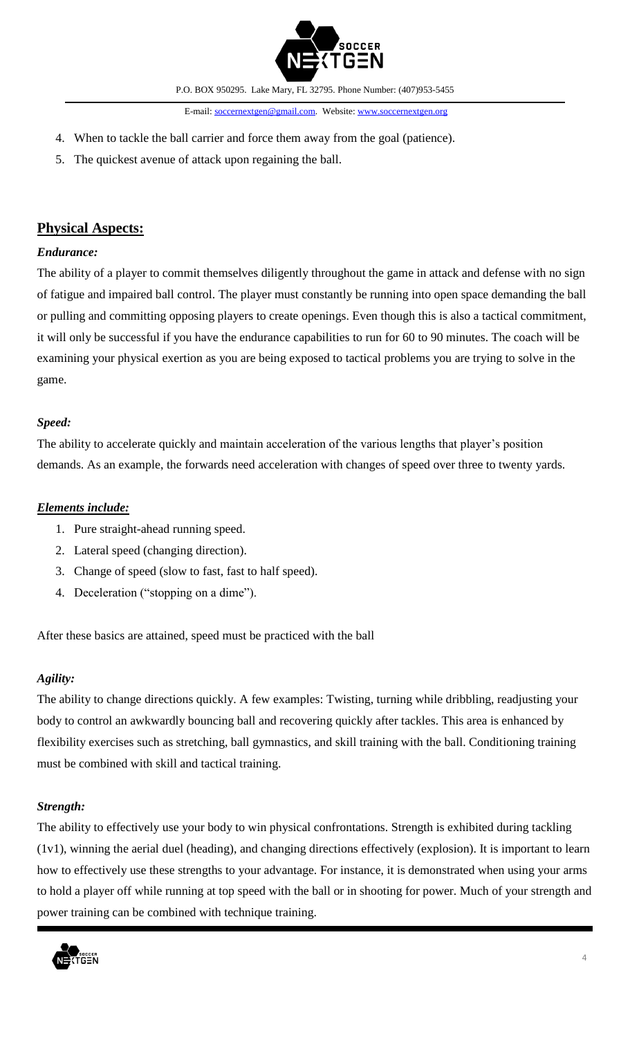4. When to tackle the ball carrier and force them away from the goal (patience).
5. The quickest avenue of attack upon regaining the ball.

## Physical Aspects:

### *Endurance:*

The ability of a player to commit themselves diligently throughout the game in attack and defense with no sign of fatigue and impaired ball control. The player must constantly be running into open space demanding the ball or pulling and committing opposing players to create openings. Even though this is also a tactical commitment, it will only be successful if you have the endurance capabilities to run for 60 to 90 minutes. The coach will be examining your physical exertion as you are being exposed to tactical problems you are trying to solve in the game.

### *Speed:*

The ability to accelerate quickly and maintain acceleration of the various lengths that player's position demands. As an example, the forwards need acceleration with changes of speed over three to twenty yards.

### *Elements include:*

1. Pure straight-ahead running speed.
2. Lateral speed (changing direction).
3. Change of speed (slow to fast, fast to half speed).
4. Deceleration ("stopping on a dime").

After these basics are attained, speed must be practiced with the ball

### *Agility:*

The ability to change directions quickly. A few examples: Twisting, turning while dribbling, readjusting your body to control an awkwardly bouncing ball and recovering quickly after tackles. This area is enhanced by flexibility exercises such as stretching, ball gymnastics, and skill training with the ball. Conditioning training must be combined with skill and tactical training.

### *Strength:*

The ability to effectively use your body to win physical confrontations. Strength is exhibited during tackling (1v1), winning the aerial duel (heading), and changing directions effectively (explosion). It is important to learn how to effectively use these strengths to your advantage. For instance, it is demonstrated when using your arms to hold a player off while running at top speed with the ball or in shooting for power. Much of your strength and power training can be combined with technique training.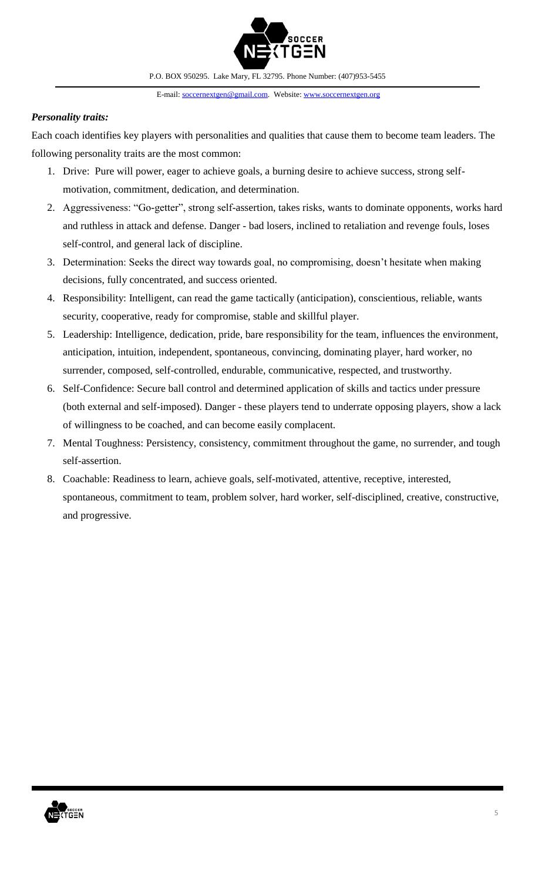***Personality traits:***

Each coach identifies key players with personalities and qualities that cause them to become team leaders. The following personality traits are the most common:

1. Drive: Pure will power, eager to achieve goals, a burning desire to achieve success, strong self-motivation, commitment, dedication, and determination.
2. Aggressiveness: "Go-getter", strong self-assertion, takes risks, wants to dominate opponents, works hard and ruthless in attack and defense. Danger - bad losers, inclined to retaliation and revenge fouls, loses self-control, and general lack of discipline.
3. Determination: Seeks the direct way towards goal, no compromising, doesn't hesitate when making decisions, fully concentrated, and success oriented.
4. Responsibility: Intelligent, can read the game tactically (anticipation), conscientious, reliable, wants security, cooperative, ready for compromise, stable and skillful player.
5. Leadership: Intelligence, dedication, pride, bare responsibility for the team, influences the environment, anticipation, intuition, independent, spontaneous, convincing, dominating player, hard worker, no surrender, composed, self-controlled, endurable, communicative, respected, and trustworthy.
6. Self-Confidence: Secure ball control and determined application of skills and tactics under pressure (both external and self-imposed). Danger - these players tend to underrate opposing players, show a lack of willingness to be coached, and can become easily complacent.
7. Mental Toughness: Persistency, consistency, commitment throughout the game, no surrender, and tough self-assertion.
8. Coachable: Readiness to learn, achieve goals, self-motivated, attentive, receptive, interested, spontaneous, commitment to team, problem solver, hard worker, self-disciplined, creative, constructive, and progressive.